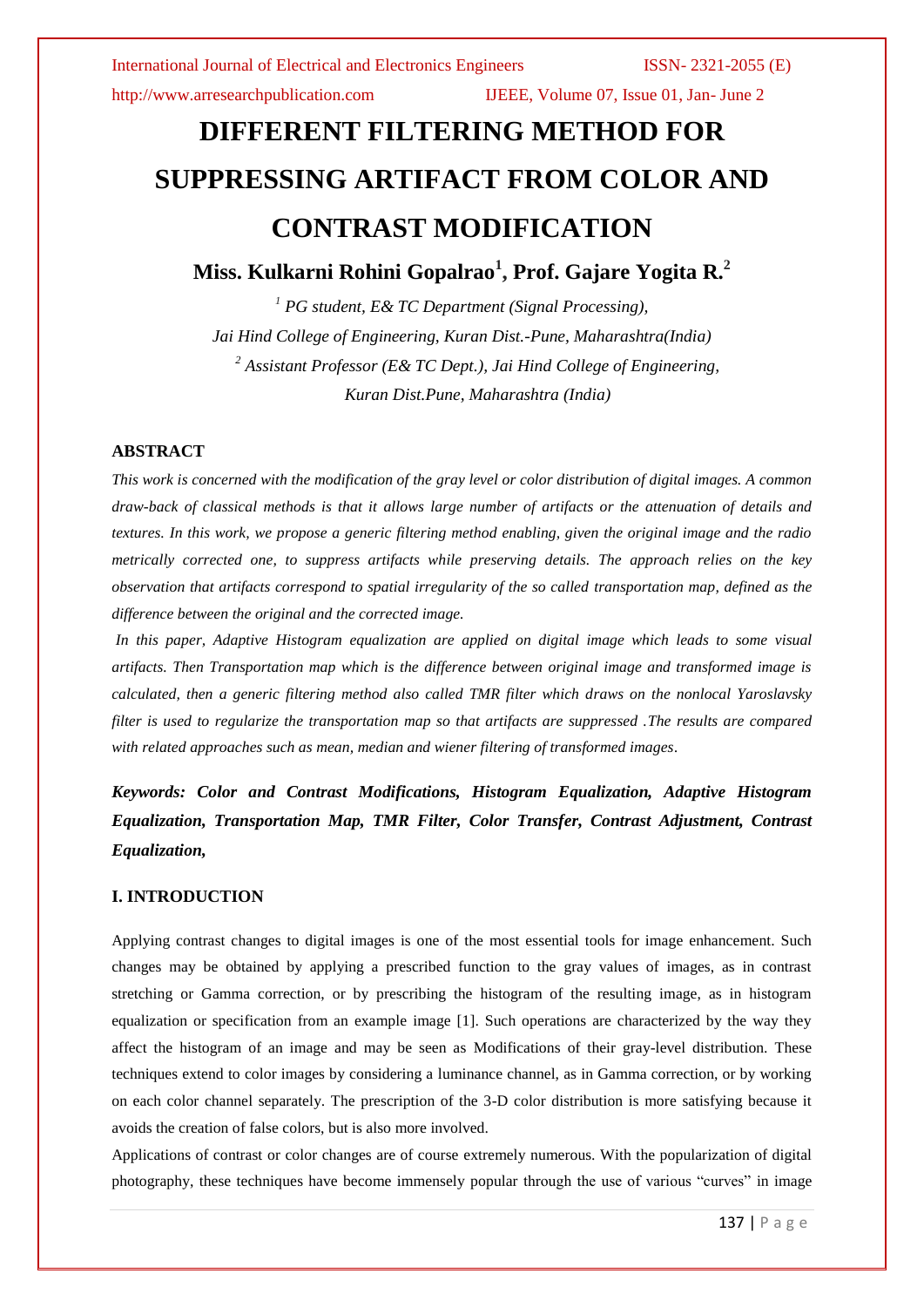# DIFFERENT FILTERING METHOD FOR SUPPRESSING ARTIFACT FROM COLOR AND CONTRAST MODIFICATION

**Miss. Kulkarni Rohini Gopalrao[1], Prof. Gajare Yogita R.[2]**

*[1] PG student, E& TC Department (Signal Processing), Jai Hind College of Engineering, Kuran Dist.-Pune, Maharashtra(India)*

*[2] Assistant Professor (E& TC Dept.), Jai Hind College of Engineering, Kuran Dist.Pune, Maharashtra (India)*

## ABSTRACT

*This work is concerned with the modification of the gray level or color distribution of digital images. A common draw-back of classical methods is that it allows large number of artifacts or the attenuation of details and textures. In this work, we propose a generic filtering method enabling, given the original image and the radio metrically corrected one, to suppress artifacts while preserving details. The approach relies on the key observation that artifacts correspond to spatial irregularity of the so called transportation map, defined as the difference between the original and the corrected image.*

*In this paper, Adaptive Histogram equalization are applied on digital image which leads to some visual artifacts. Then Transportation map which is the difference between original image and transformed image is calculated, then a generic filtering method also called TMR filter which draws on the nonlocal Yaroslavsky filter is used to regularize the transportation map so that artifacts are suppressed .The results are compared with related approaches such as mean, median and wiener filtering of transformed images.*

***Keywords: Color and Contrast Modifications, Histogram Equalization, Adaptive Histogram Equalization, Transportation Map, TMR Filter, Color Transfer, Contrast Adjustment, Contrast Equalization,***

## I. INTRODUCTION

Applying contrast changes to digital images is one of the most essential tools for image enhancement. Such changes may be obtained by applying a prescribed function to the gray values of images, as in contrast stretching or Gamma correction, or by prescribing the histogram of the resulting image, as in histogram equalization or specification from an example image [1]. Such operations are characterized by the way they affect the histogram of an image and may be seen as Modifications of their gray-level distribution. These techniques extend to color images by considering a luminance channel, as in Gamma correction, or by working on each color channel separately. The prescription of the 3-D color distribution is more satisfying because it avoids the creation of false colors, but is also more involved.

Applications of contrast or color changes are of course extremely numerous. With the popularization of digital photography, these techniques have become immensely popular through the use of various "curves" in image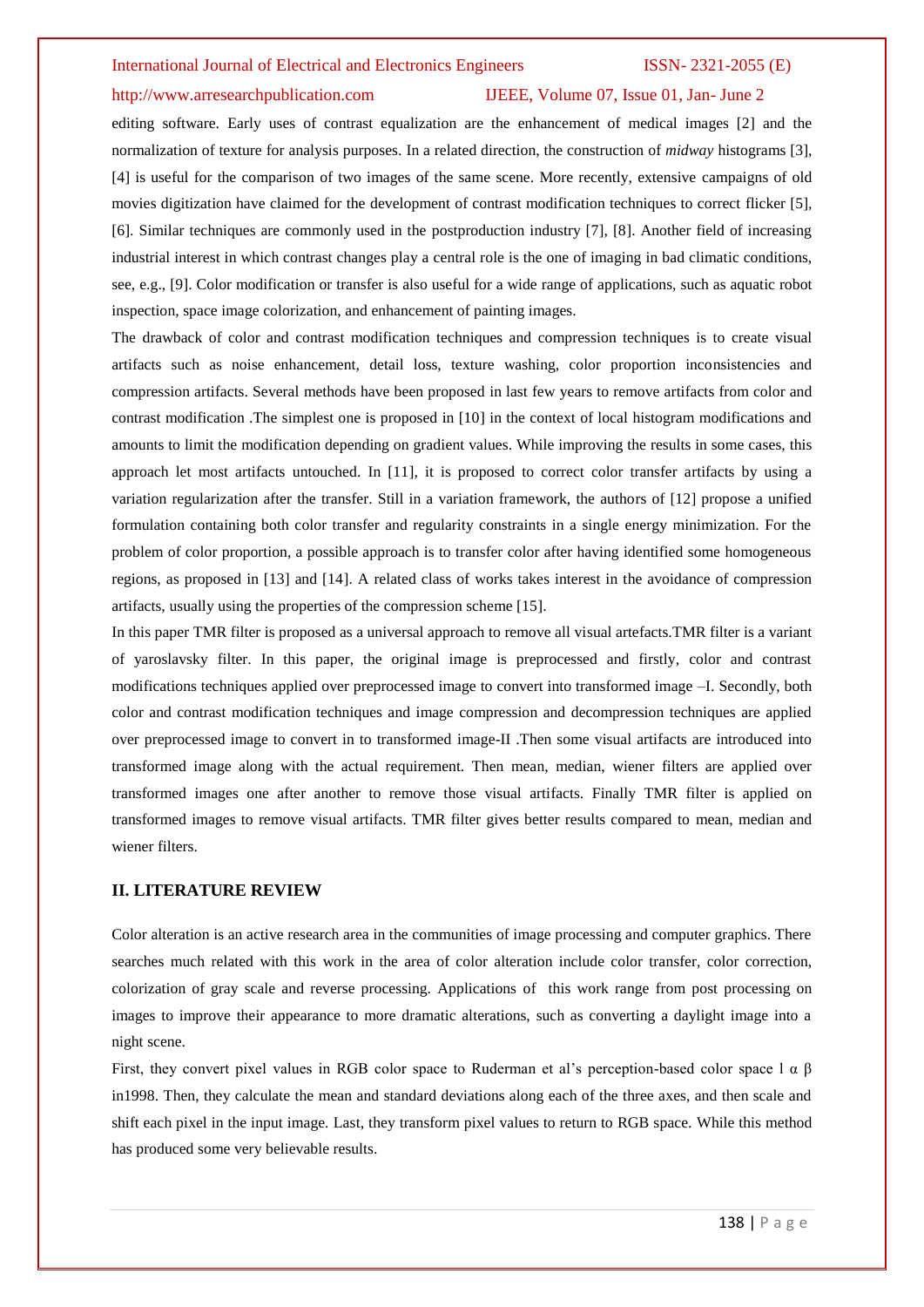editing software. Early uses of contrast equalization are the enhancement of medical images [2] and the normalization of texture for analysis purposes. In a related direction, the construction of *midway* histograms [3], [4] is useful for the comparison of two images of the same scene. More recently, extensive campaigns of old movies digitization have claimed for the development of contrast modification techniques to correct flicker [5], [6]. Similar techniques are commonly used in the postproduction industry [7], [8]. Another field of increasing industrial interest in which contrast changes play a central role is the one of imaging in bad climatic conditions, see, e.g., [9]. Color modification or transfer is also useful for a wide range of applications, such as aquatic robot inspection, space image colorization, and enhancement of painting images.

The drawback of color and contrast modification techniques and compression techniques is to create visual artifacts such as noise enhancement, detail loss, texture washing, color proportion inconsistencies and compression artifacts. Several methods have been proposed in last few years to remove artifacts from color and contrast modification .The simplest one is proposed in [10] in the context of local histogram modifications and amounts to limit the modification depending on gradient values. While improving the results in some cases, this approach let most artifacts untouched. In [11], it is proposed to correct color transfer artifacts by using a variation regularization after the transfer. Still in a variation framework, the authors of [12] propose a unified formulation containing both color transfer and regularity constraints in a single energy minimization. For the problem of color proportion, a possible approach is to transfer color after having identified some homogeneous regions, as proposed in [13] and [14]. A related class of works takes interest in the avoidance of compression artifacts, usually using the properties of the compression scheme [15].

In this paper TMR filter is proposed as a universal approach to remove all visual artefacts.TMR filter is a variant of yaroslavsky filter. In this paper, the original image is preprocessed and firstly, color and contrast modifications techniques applied over preprocessed image to convert into transformed image –I. Secondly, both color and contrast modification techniques and image compression and decompression techniques are applied over preprocessed image to convert in to transformed image-II .Then some visual artifacts are introduced into transformed image along with the actual requirement. Then mean, median, wiener filters are applied over transformed images one after another to remove those visual artifacts. Finally TMR filter is applied on transformed images to remove visual artifacts. TMR filter gives better results compared to mean, median and wiener filters.

## II. LITERATURE REVIEW

Color alteration is an active research area in the communities of image processing and computer graphics. There searches much related with this work in the area of color alteration include color transfer, color correction, colorization of gray scale and reverse processing. Applications of this work range from post processing on images to improve their appearance to more dramatic alterations, such as converting a daylight image into a night scene.

First, they convert pixel values in RGB color space to Ruderman et al's perception-based color space l α β in1998. Then, they calculate the mean and standard deviations along each of the three axes, and then scale and shift each pixel in the input image. Last, they transform pixel values to return to RGB space. While this method has produced some very believable results.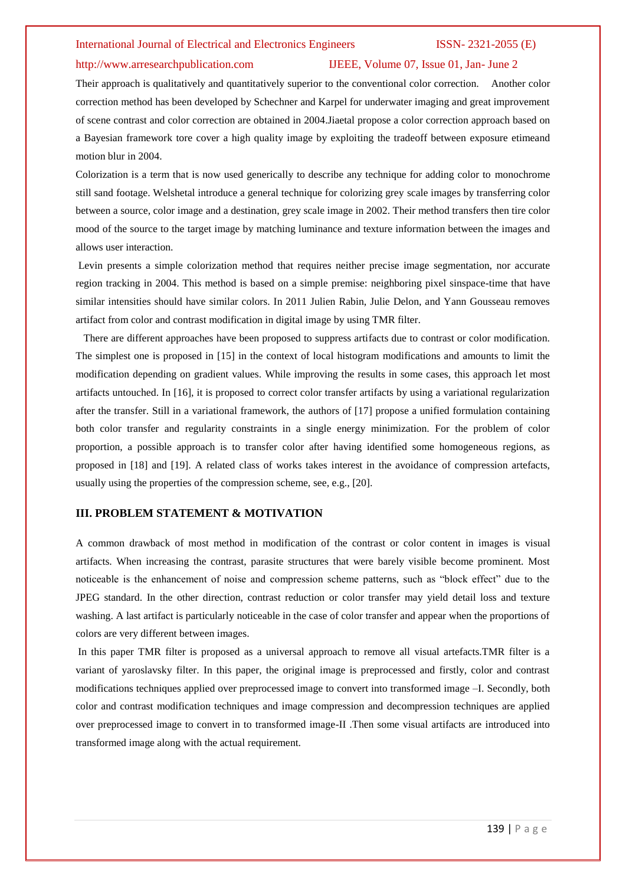Their approach is qualitatively and quantitatively superior to the conventional color correction. Another color correction method has been developed by Schechner and Karpel for underwater imaging and great improvement of scene contrast and color correction are obtained in 2004.Jiaetal propose a color correction approach based on a Bayesian framework tore cover a high quality image by exploiting the tradeoff between exposure etimeand motion blur in 2004.

Colorization is a term that is now used generically to describe any technique for adding color to monochrome still sand footage. Welshetal introduce a general technique for colorizing grey scale images by transferring color between a source, color image and a destination, grey scale image in 2002. Their method transfers then tire color mood of the source to the target image by matching luminance and texture information between the images and allows user interaction.

Levin presents a simple colorization method that requires neither precise image segmentation, nor accurate region tracking in 2004. This method is based on a simple premise: neighboring pixel sinspace-time that have similar intensities should have similar colors. In 2011 Julien Rabin, Julie Delon, and Yann Gousseau removes artifact from color and contrast modification in digital image by using TMR filter.

There are different approaches have been proposed to suppress artifacts due to contrast or color modification. The simplest one is proposed in [15] in the context of local histogram modifications and amounts to limit the modification depending on gradient values. While improving the results in some cases, this approach let most artifacts untouched. In [16], it is proposed to correct color transfer artifacts by using a variational regularization after the transfer. Still in a variational framework, the authors of [17] propose a unified formulation containing both color transfer and regularity constraints in a single energy minimization. For the problem of color proportion, a possible approach is to transfer color after having identified some homogeneous regions, as proposed in [18] and [19]. A related class of works takes interest in the avoidance of compression artefacts, usually using the properties of the compression scheme, see, e.g., [20].

## III. PROBLEM STATEMENT & MOTIVATION

A common drawback of most method in modification of the contrast or color content in images is visual artifacts. When increasing the contrast, parasite structures that were barely visible become prominent. Most noticeable is the enhancement of noise and compression scheme patterns, such as "block effect" due to the JPEG standard. In the other direction, contrast reduction or color transfer may yield detail loss and texture washing. A last artifact is particularly noticeable in the case of color transfer and appear when the proportions of colors are very different between images.

In this paper TMR filter is proposed as a universal approach to remove all visual artefacts.TMR filter is a variant of yaroslavsky filter. In this paper, the original image is preprocessed and firstly, color and contrast modifications techniques applied over preprocessed image to convert into transformed image –I. Secondly, both color and contrast modification techniques and image compression and decompression techniques are applied over preprocessed image to convert in to transformed image-II .Then some visual artifacts are introduced into transformed image along with the actual requirement.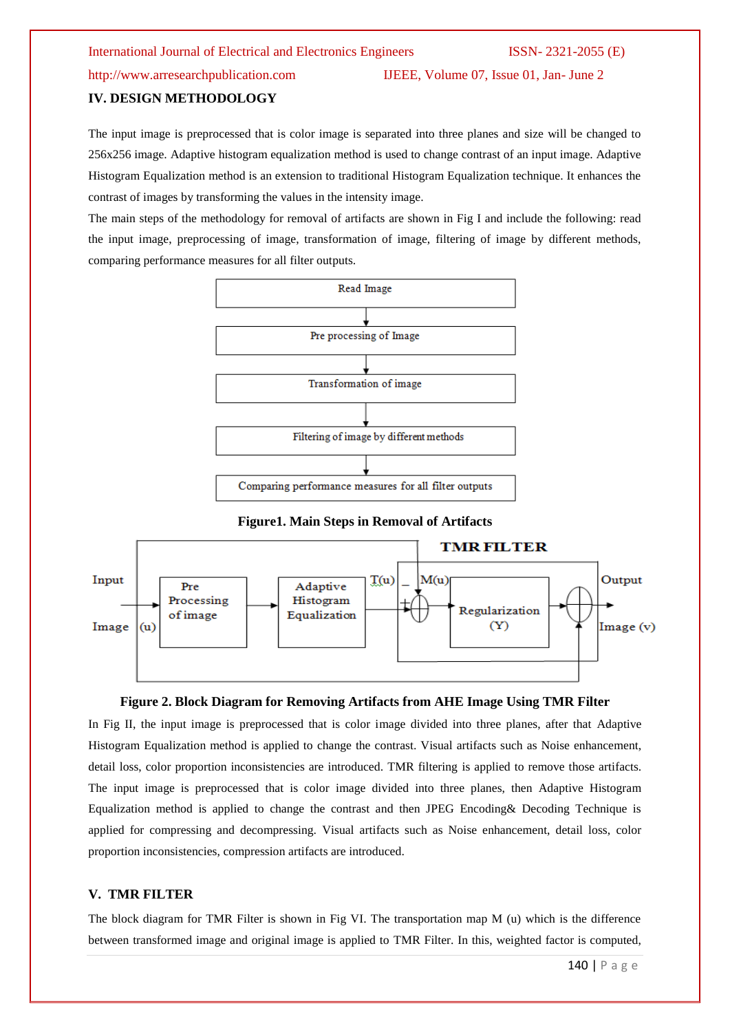## IV. DESIGN METHODOLOGY

The input image is preprocessed that is color image is separated into three planes and size will be changed to 256x256 image. Adaptive histogram equalization method is used to change contrast of an input image. Adaptive Histogram Equalization method is an extension to traditional Histogram Equalization technique. It enhances the contrast of images by transforming the values in the intensity image.

The main steps of the methodology for removal of artifacts are shown in Fig I and include the following: read the input image, preprocessing of image, transformation of image, filtering of image by different methods, comparing performance measures for all filter outputs.

Read Image → Pre processing of Image → Transformation of image → Filtering of image by different methods → Comparing performance measures for all filter outputs

**Figure1. Main Steps in Removal of Artifacts**

**Figure 2. Block Diagram for Removing Artifacts from AHE Image Using TMR Filter**

In Fig II, the input image is preprocessed that is color image divided into three planes, after that Adaptive Histogram Equalization method is applied to change the contrast. Visual artifacts such as Noise enhancement, detail loss, color proportion inconsistencies are introduced. TMR filtering is applied to remove those artifacts. The input image is preprocessed that is color image divided into three planes, then Adaptive Histogram Equalization method is applied to change the contrast and then JPEG Encoding& Decoding Technique is applied for compressing and decompressing. Visual artifacts such as Noise enhancement, detail loss, color proportion inconsistencies, compression artifacts are introduced.

## V. TMR FILTER

The block diagram for TMR Filter is shown in Fig VI. The transportation map M (u) which is the difference between transformed image and original image is applied to TMR Filter. In this, weighted factor is computed,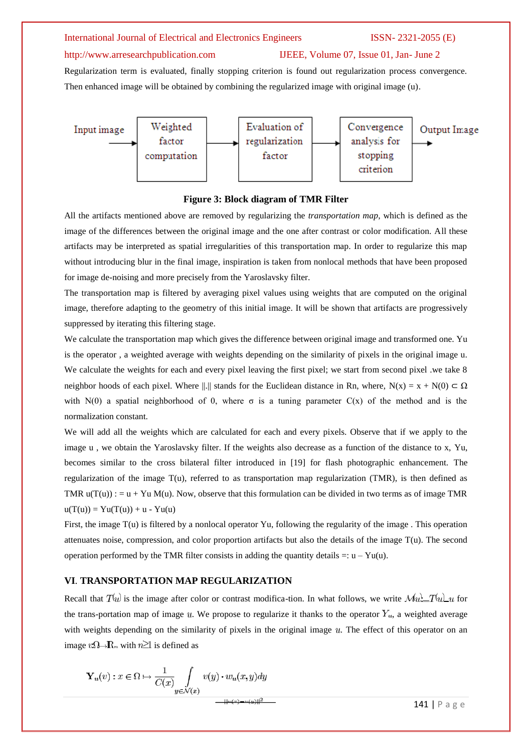Regularization term is evaluated, finally stopping criterion is found out regularization process convergence. Then enhanced image will be obtained by combining the regularized image with original image (u).

Input image → Weighted factor computation → Evaluation of regularization factor → Convergence analysis for stopping criterion → Output Image

**Figure 3: Block diagram of TMR Filter**

All the artifacts mentioned above are removed by regularizing the *transportation map*, which is defined as the image of the differences between the original image and the one after contrast or color modification. All these artifacts may be interpreted as spatial irregularities of this transportation map. In order to regularize this map without introducing blur in the final image, inspiration is taken from nonlocal methods that have been proposed for image de-noising and more precisely from the Yaroslavsky filter.

The transportation map is filtered by averaging pixel values using weights that are computed on the original image, therefore adapting to the geometry of this initial image. It will be shown that artifacts are progressively suppressed by iterating this filtering stage.

We calculate the transportation map which gives the difference between original image and transformed one. Yu is the operator , a weighted average with weights depending on the similarity of pixels in the original image u. We calculate the weights for each and every pixel leaving the first pixel; we start from second pixel .we take 8 neighbor hoods of each pixel. Where ||.|| stands for the Euclidean distance in Rn, where, $N(x) = x + N(0) \subset \Omega$ with N(0) a spatial neighborhood of 0, where σ is a tuning parameter C(x) of the method and is the normalization constant.

We will add all the weights which are calculated for each and every pixels. Observe that if we apply to the image u , we obtain the Yaroslavsky filter. If the weights also decrease as a function of the distance to x, Yu, becomes similar to the cross bilateral filter introduced in [19] for flash photographic enhancement. The regularization of the image T(u), referred to as transportation map regularization (TMR), is then defined as TMR u(T(u)) : = u + Yu M(u). Now, observe that this formulation can be divided in two terms as of image TMR u(T(u)) = Yu(T(u)) + u - Yu(u)

First, the image T(u) is filtered by a nonlocal operator Yu, following the regularity of the image . This operation attenuates noise, compression, and color proportion artifacts but also the details of the image T(u). The second operation performed by the TMR filter consists in adding the quantity details =: u – Yu(u).

## VI. TRANSPORTATION MAP REGULARIZATION

Recall that $T(u)$ is the image after color or contrast modifica-tion. In what follows, we write $M(u) = T(u) - u$ for the trans-portation map of image $u$. We propose to regularize it thanks to the operator $Y_u$, a weighted average with weights depending on the similarity of pixels in the original image $u$. The effect of this operator on an image $v: \Omega \to \mathbb{R}^n$ with $n \geq 1$ is defined as

$$\mathbf{Y}_u(v) : x \in \Omega \mapsto \frac{1}{C(x)} \int_{y \in \mathcal{N}(x)} v(y) \cdot w_u(x,y) dy$$

$-\|u(x) - u(y)\|^2$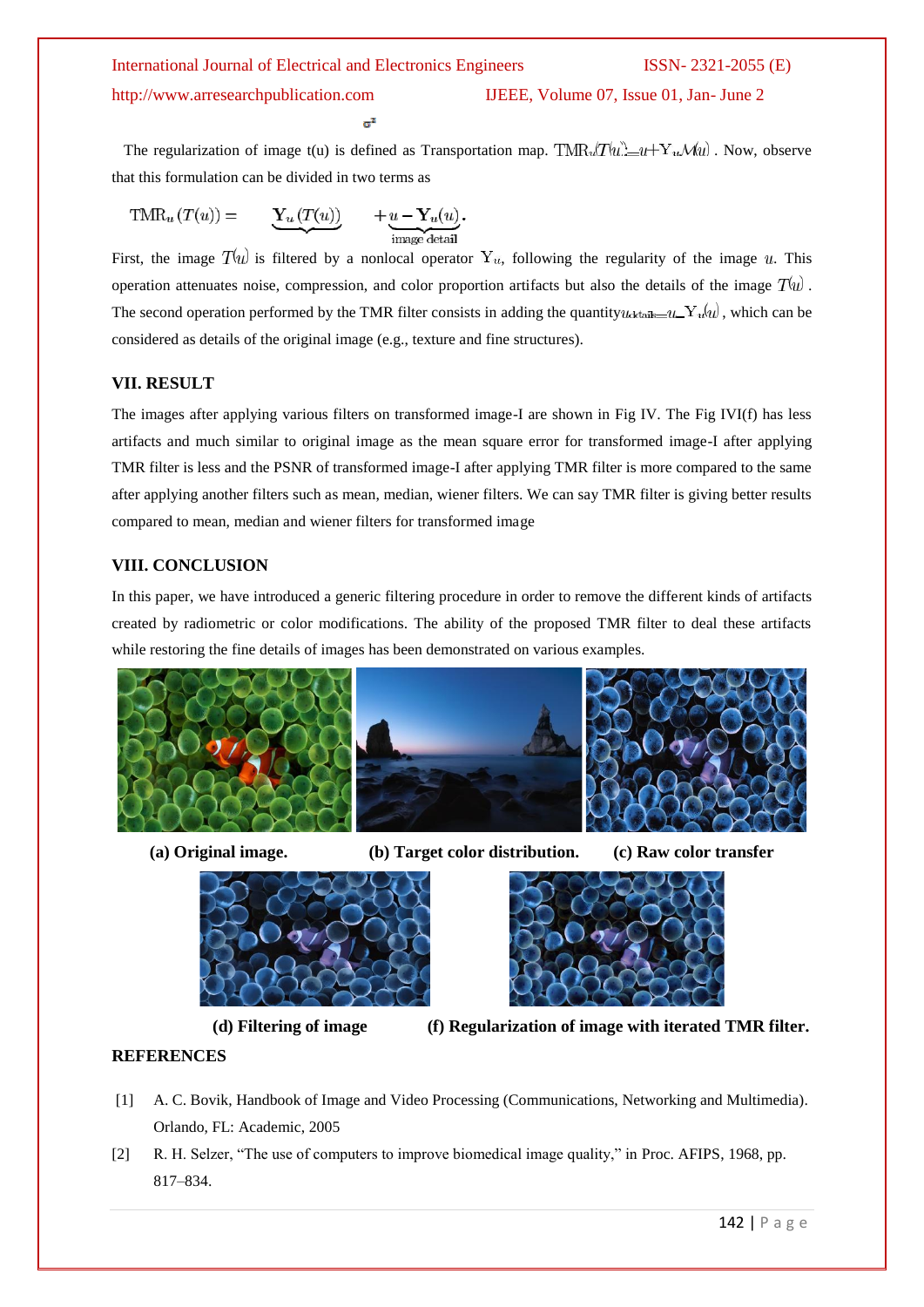$\sigma^2$

The regularization of image t(u) is defined as Transportation map. $\text{TMR}_u(T(u)) = u + Y_u M(u)$ . Now, observe that this formulation can be divided in two terms as

$$\text{TMR}_u(T(u)) = \underbrace{\mathbf{Y}_u(T(u))} + \underbrace{u - \mathbf{Y}_u(u)}_{\text{image detail}}.$$

First, the image $T(u)$ is filtered by a nonlocal operator $Y_u$, following the regularity of the image $u$. This operation attenuates noise, compression, and color proportion artifacts but also the details of the image $T(u)$ . The second operation performed by the TMR filter consists in adding the quantity $u_{details} = u - Y_u(u)$ , which can be considered as details of the original image (e.g., texture and fine structures).

## VII. RESULT

The images after applying various filters on transformed image-I are shown in Fig IV. The Fig IVI(f) has less artifacts and much similar to original image as the mean square error for transformed image-I after applying TMR filter is less and the PSNR of transformed image-I after applying TMR filter is more compared to the same after applying another filters such as mean, median, wiener filters. We can say TMR filter is giving better results compared to mean, median and wiener filters for transformed image

## VIII. CONCLUSION

In this paper, we have introduced a generic filtering procedure in order to remove the different kinds of artifacts created by radiometric or color modifications. The ability of the proposed TMR filter to deal these artifacts while restoring the fine details of images has been demonstrated on various examples.

**(a) Original image.** **(b) Target color distribution.** **(c) Raw color transfer**

**(d) Filtering of image** **(f) Regularization of image with iterated TMR filter.**

## REFERENCES

[1] A. C. Bovik, Handbook of Image and Video Processing (Communications, Networking and Multimedia). Orlando, FL: Academic, 2005

[2] R. H. Selzer, "The use of computers to improve biomedical image quality," in Proc. AFIPS, 1968, pp. 817–834.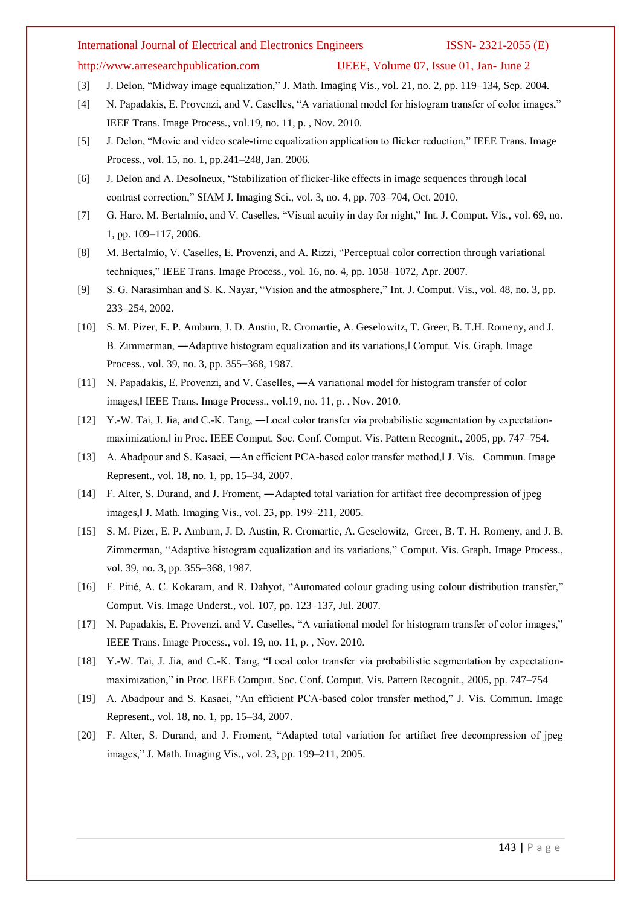[3] J. Delon, "Midway image equalization," J. Math. Imaging Vis., vol. 21, no. 2, pp. 119–134, Sep. 2004.

[4] N. Papadakis, E. Provenzi, and V. Caselles, "A variational model for histogram transfer of color images," IEEE Trans. Image Process., vol.19, no. 11, p. , Nov. 2010.

[5] J. Delon, "Movie and video scale-time equalization application to flicker reduction," IEEE Trans. Image Process., vol. 15, no. 1, pp.241–248, Jan. 2006.

[6] J. Delon and A. Desolneux, "Stabilization of flicker-like effects in image sequences through local contrast correction," SIAM J. Imaging Sci., vol. 3, no. 4, pp. 703–704, Oct. 2010.

[7] G. Haro, M. Bertalmío, and V. Caselles, "Visual acuity in day for night," Int. J. Comput. Vis., vol. 69, no. 1, pp. 109–117, 2006.

[8] M. Bertalmío, V. Caselles, E. Provenzi, and A. Rizzi, "Perceptual color correction through variational techniques," IEEE Trans. Image Process., vol. 16, no. 4, pp. 1058–1072, Apr. 2007.

[9] S. G. Narasimhan and S. K. Nayar, "Vision and the atmosphere," Int. J. Comput. Vis., vol. 48, no. 3, pp. 233–254, 2002.

[10] S. M. Pizer, E. P. Amburn, J. D. Austin, R. Cromartie, A. Geselowitz, T. Greer, B. T.H. Romeny, and J. B. Zimmerman, ―Adaptive histogram equalization and its variations,‖ Comput. Vis. Graph. Image Process., vol. 39, no. 3, pp. 355–368, 1987.

[11] N. Papadakis, E. Provenzi, and V. Caselles, ―A variational model for histogram transfer of color images,‖ IEEE Trans. Image Process., vol.19, no. 11, p. , Nov. 2010.

[12] Y.-W. Tai, J. Jia, and C.-K. Tang, ―Local color transfer via probabilistic segmentation by expectation-maximization,‖ in Proc. IEEE Comput. Soc. Conf. Comput. Vis. Pattern Recognit., 2005, pp. 747–754.

[13] A. Abadpour and S. Kasaei, ―An efficient PCA-based color transfer method,‖ J. Vis. Commun. Image Represent., vol. 18, no. 1, pp. 15–34, 2007.

[14] F. Alter, S. Durand, and J. Froment, ―Adapted total variation for artifact free decompression of jpeg images,‖ J. Math. Imaging Vis., vol. 23, pp. 199–211, 2005.

[15] S. M. Pizer, E. P. Amburn, J. D. Austin, R. Cromartie, A. Geselowitz, Greer, B. T. H. Romeny, and J. B. Zimmerman, "Adaptive histogram equalization and its variations," Comput. Vis. Graph. Image Process., vol. 39, no. 3, pp. 355–368, 1987.

[16] F. Pitié, A. C. Kokaram, and R. Dahyot, "Automated colour grading using colour distribution transfer," Comput. Vis. Image Underst., vol. 107, pp. 123–137, Jul. 2007.

[17] N. Papadakis, E. Provenzi, and V. Caselles, "A variational model for histogram transfer of color images," IEEE Trans. Image Process., vol. 19, no. 11, p. , Nov. 2010.

[18] Y.-W. Tai, J. Jia, and C.-K. Tang, "Local color transfer via probabilistic segmentation by expectation-maximization," in Proc. IEEE Comput. Soc. Conf. Comput. Vis. Pattern Recognit., 2005, pp. 747–754

[19] A. Abadpour and S. Kasaei, "An efficient PCA-based color transfer method," J. Vis. Commun. Image Represent., vol. 18, no. 1, pp. 15–34, 2007.

[20] F. Alter, S. Durand, and J. Froment, "Adapted total variation for artifact free decompression of jpeg images," J. Math. Imaging Vis., vol. 23, pp. 199–211, 2005.